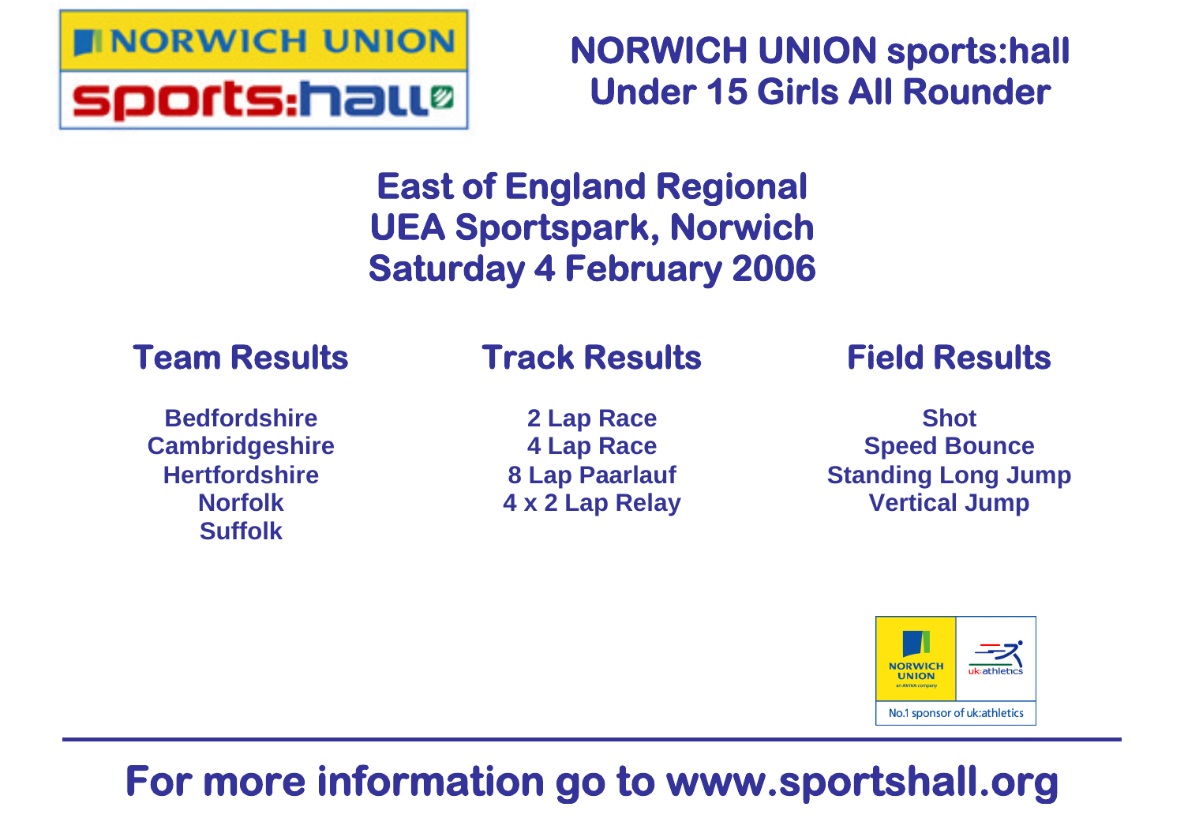NORWICH UNION

sports:hall

# NORWICH UNION sports:hall
# Under 15 Girls All Rounder

## East of England Regional
## UEA Sportspark, Norwich
## Saturday 4 February 2006

### Team Results

**Bedfordshire**
**Cambridgeshire**
**Hertfordshire**
**Norfolk**
**Suffolk**

### Track Results

**2 Lap Race**
**4 Lap Race**
**8 Lap Paarlauf**
**4 x 2 Lap Relay**

### Field Results

**Shot**
**Speed Bounce**
**Standing Long Jump**
**Vertical Jump**

NORWICH UNION
an AVIVA company
uk:athletics
No.1 sponsor of uk:athletics

## For more information go to www.sportshall.org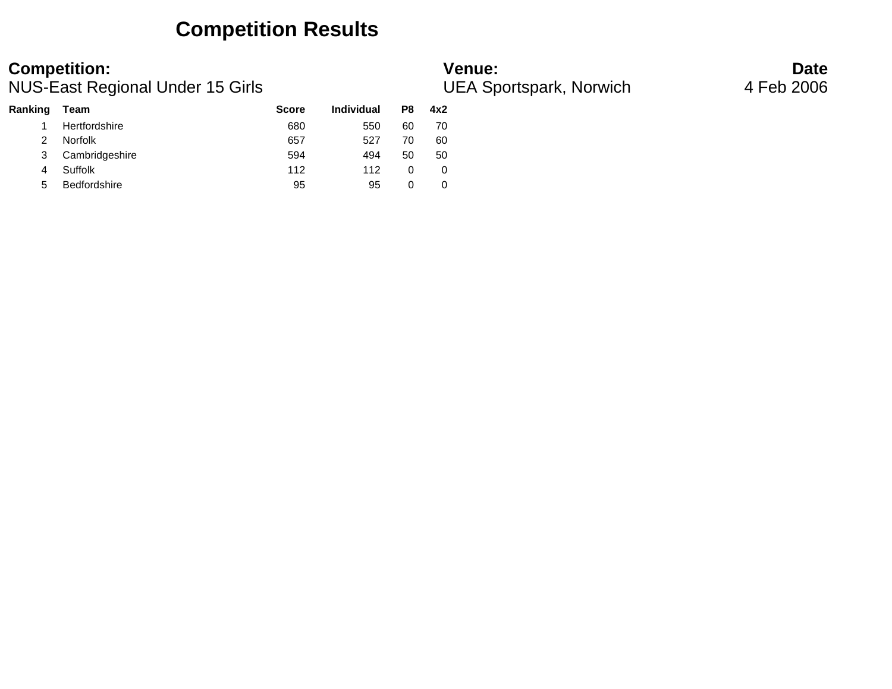# Competition Results

**Competition:** NUS-East Regional Under 15 Girls

**Venue:** UEA Sportspark, Norwich

**Date** 4 Feb 2006

| Ranking | Team | Score | Individual | P8 | 4x2 |
|---|---|---|---|---|---|
| 1 | Hertfordshire | 680 | 550 | 60 | 70 |
| 2 | Norfolk | 657 | 527 | 70 | 60 |
| 3 | Cambridgeshire | 594 | 494 | 50 | 50 |
| 4 | Suffolk | 112 | 112 | 0 | 0 |
| 5 | Bedfordshire | 95 | 95 | 0 | 0 |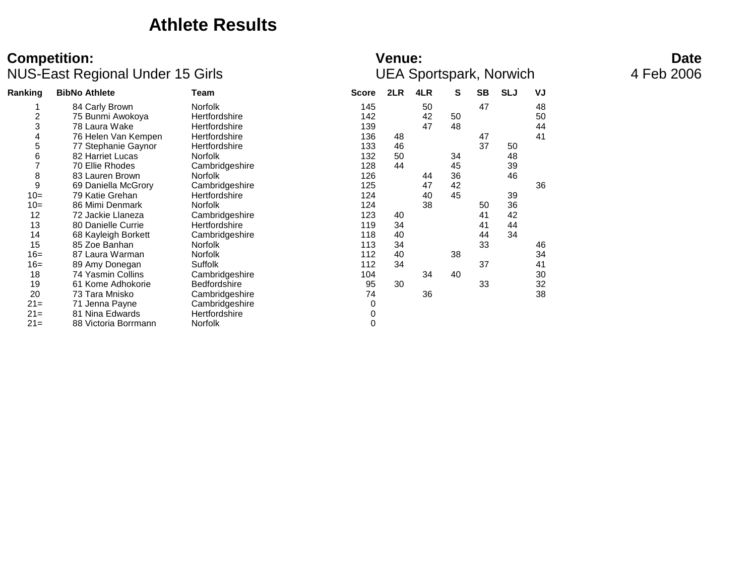# Athlete Results

**Competition:**
NUS-East Regional Under 15 Girls

**Venue:**
UEA Sportspark, Norwich

**Date**
4 Feb 2006

| Ranking | BibNo | Athlete | Team | Score | 2LR | 4LR | S | SB | SLJ | VJ |
|---|---|---|---|---|---|---|---|---|---|---|
| 1 | 84 | Carly Brown | Norfolk | 145 | | 50 | | 47 | | 48 |
| 2 | 75 | Bunmi Awokoya | Hertfordshire | 142 | | 42 | 50 | | | 50 |
| 3 | 78 | Laura Wake | Hertfordshire | 139 | | 47 | 48 | | | 44 |
| 4 | 76 | Helen Van Kempen | Hertfordshire | 136 | 48 | | | 47 | | 41 |
| 5 | 77 | Stephanie Gaynor | Hertfordshire | 133 | 46 | | | 37 | 50 | |
| 6 | 82 | Harriet Lucas | Norfolk | 132 | 50 | | 34 | | 48 | |
| 7 | 70 | Ellie Rhodes | Cambridgeshire | 128 | 44 | | 45 | | 39 | |
| 8 | 83 | Lauren Brown | Norfolk | 126 | | 44 | 36 | | 46 | |
| 9 | 69 | Daniella McGrory | Cambridgeshire | 125 | | 47 | 42 | | | 36 |
| 10= | 79 | Katie Grehan | Hertfordshire | 124 | | 40 | 45 | | 39 | |
| 10= | 86 | Mimi Denmark | Norfolk | 124 | | 38 | | 50 | 36 | |
| 12 | 72 | Jackie Llaneza | Cambridgeshire | 123 | 40 | | | 41 | 42 | |
| 13 | 80 | Danielle Currie | Hertfordshire | 119 | 34 | | | 41 | 44 | |
| 14 | 68 | Kayleigh Borkett | Cambridgeshire | 118 | 40 | | | 44 | 34 | |
| 15 | 85 | Zoe Banhan | Norfolk | 113 | 34 | | | 33 | | 46 |
| 16= | 87 | Laura Warman | Norfolk | 112 | 40 | | 38 | | | 34 |
| 16= | 89 | Amy Donegan | Suffolk | 112 | 34 | | | 37 | | 41 |
| 18 | 74 | Yasmin Collins | Cambridgeshire | 104 | | 34 | 40 | | | 30 |
| 19 | 61 | Kome Adhokorie | Bedfordshire | 95 | 30 | | | 33 | | 32 |
| 20 | 73 | Tara Mnisko | Cambridgeshire | 74 | | 36 | | | | 38 |
| 21= | 71 | Jenna Payne | Cambridgeshire | 0 | | | | | | |
| 21= | 81 | Nina Edwards | Hertfordshire | 0 | | | | | | |
| 21= | 88 | Victoria Borrmann | Norfolk | 0 | | | | | | |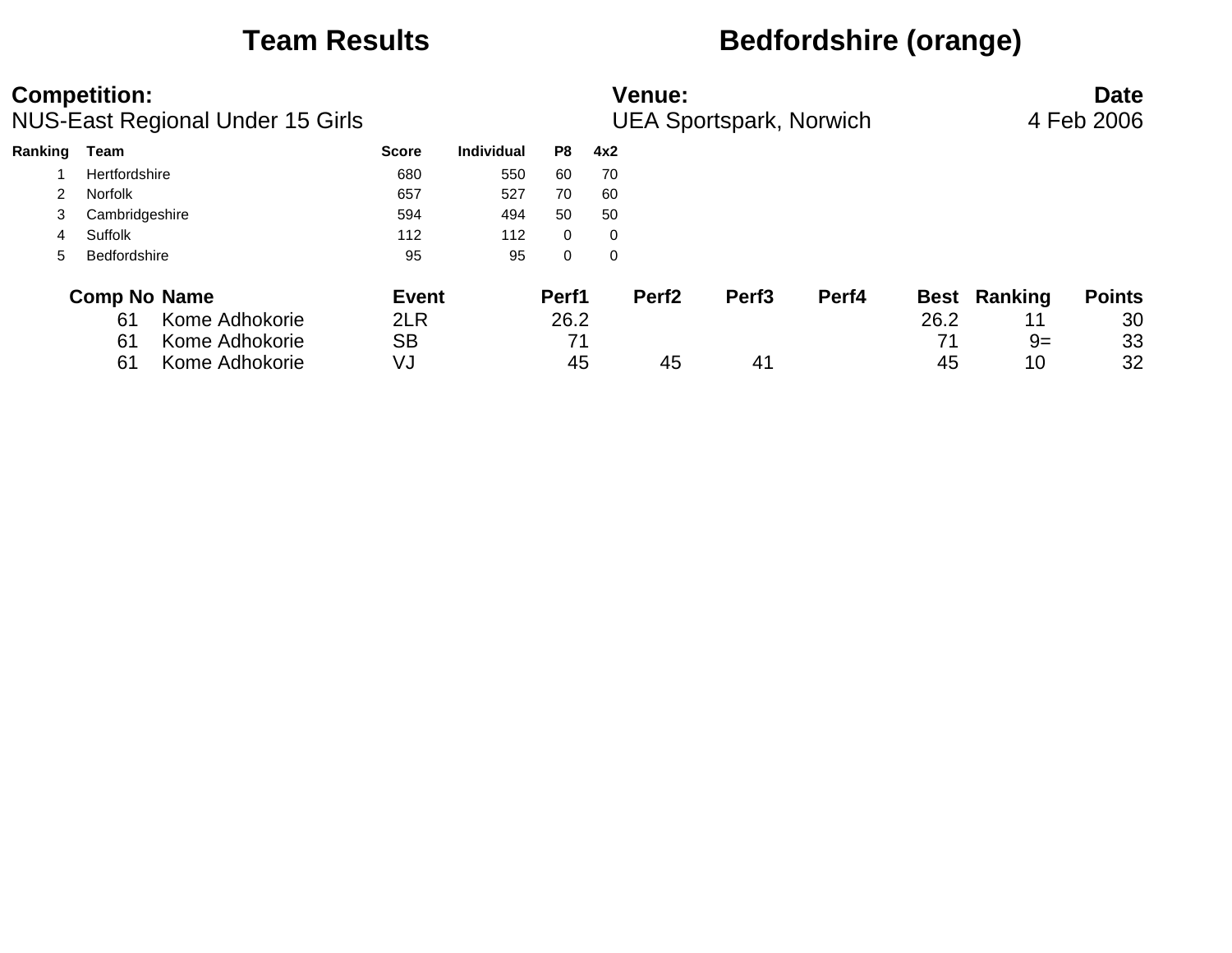# Team Results — Bedfordshire (orange)

**Competition:** NUS-East Regional Under 15 Girls

**Venue:** UEA Sportspark, Norwich

**Date** 4 Feb 2006

| Ranking | Team | Score | Individual | P8 | 4x2 |
|---|---|---|---|---|---|
| 1 | Hertfordshire | 680 | 550 | 60 | 70 |
| 2 | Norfolk | 657 | 527 | 70 | 60 |
| 3 | Cambridgeshire | 594 | 494 | 50 | 50 |
| 4 | Suffolk | 112 | 112 | 0 | 0 |
| 5 | Bedfordshire | 95 | 95 | 0 | 0 |

| Comp No | Name | Event | Perf1 | Perf2 | Perf3 | Perf4 | Best | Ranking | Points |
|---|---|---|---|---|---|---|---|---|---|
| 61 | Kome Adhokorie | 2LR | 26.2 | | | | 26.2 | 11 | 30 |
| 61 | Kome Adhokorie | SB | 71 | | | | 71 | 9= | 33 |
| 61 | Kome Adhokorie | VJ | 45 | 45 | 41 | | 45 | 10 | 32 |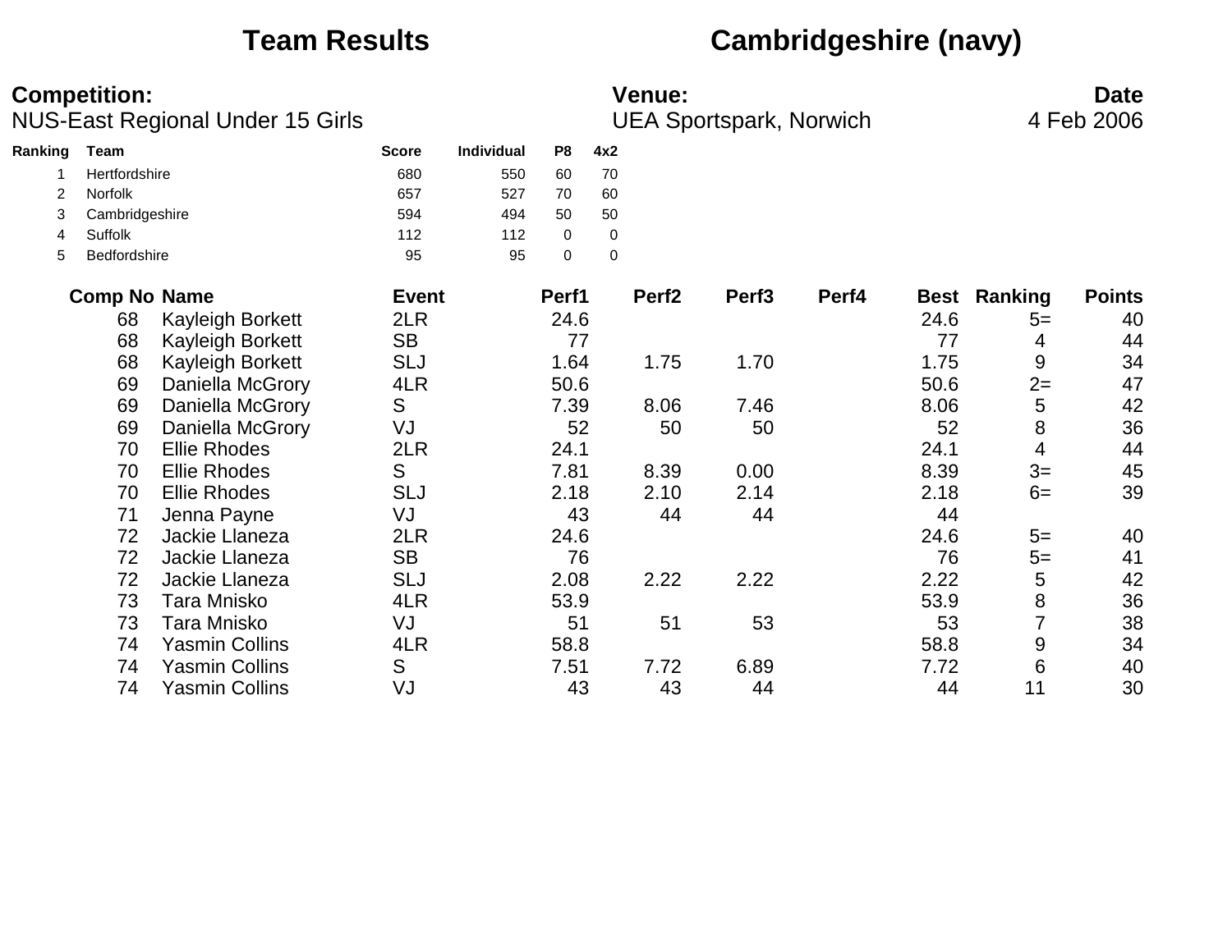# Team Results — Cambridgeshire (navy)

**Competition:** NUS-East Regional Under 15 Girls

**Venue:** UEA Sportspark, Norwich

**Date:** 4 Feb 2006

| Ranking | Team | Score | Individual | P8 | 4x2 |
|---|---|---|---|---|---|
| 1 | Hertfordshire | 680 | 550 | 60 | 70 |
| 2 | Norfolk | 657 | 527 | 70 | 60 |
| 3 | Cambridgeshire | 594 | 494 | 50 | 50 |
| 4 | Suffolk | 112 | 112 | 0 | 0 |
| 5 | Bedfordshire | 95 | 95 | 0 | 0 |

| Comp No | Name | Event | Perf1 | Perf2 | Perf3 | Perf4 | Best | Ranking | Points |
|---|---|---|---|---|---|---|---|---|---|
| 68 | Kayleigh Borkett | 2LR | 24.6 | | | | 24.6 | 5= | 40 |
| 68 | Kayleigh Borkett | SB | 77 | | | | 77 | 4 | 44 |
| 68 | Kayleigh Borkett | SLJ | 1.64 | 1.75 | 1.70 | | 1.75 | 9 | 34 |
| 69 | Daniella McGrory | 4LR | 50.6 | | | | 50.6 | 2= | 47 |
| 69 | Daniella McGrory | S | 7.39 | 8.06 | 7.46 | | 8.06 | 5 | 42 |
| 69 | Daniella McGrory | VJ | 52 | 50 | 50 | | 52 | 8 | 36 |
| 70 | Ellie Rhodes | 2LR | 24.1 | | | | 24.1 | 4 | 44 |
| 70 | Ellie Rhodes | S | 7.81 | 8.39 | 0.00 | | 8.39 | 3= | 45 |
| 70 | Ellie Rhodes | SLJ | 2.18 | 2.10 | 2.14 | | 2.18 | 6= | 39 |
| 71 | Jenna Payne | VJ | 43 | 44 | 44 | | 44 | | |
| 72 | Jackie Llaneza | 2LR | 24.6 | | | | 24.6 | 5= | 40 |
| 72 | Jackie Llaneza | SB | 76 | | | | 76 | 5= | 41 |
| 72 | Jackie Llaneza | SLJ | 2.08 | 2.22 | 2.22 | | 2.22 | 5 | 42 |
| 73 | Tara Mnisko | 4LR | 53.9 | | | | 53.9 | 8 | 36 |
| 73 | Tara Mnisko | VJ | 51 | 51 | 53 | | 53 | 7 | 38 |
| 74 | Yasmin Collins | 4LR | 58.8 | | | | 58.8 | 9 | 34 |
| 74 | Yasmin Collins | S | 7.51 | 7.72 | 6.89 | | 7.72 | 6 | 40 |
| 74 | Yasmin Collins | VJ | 43 | 43 | 44 | | 44 | 11 | 30 |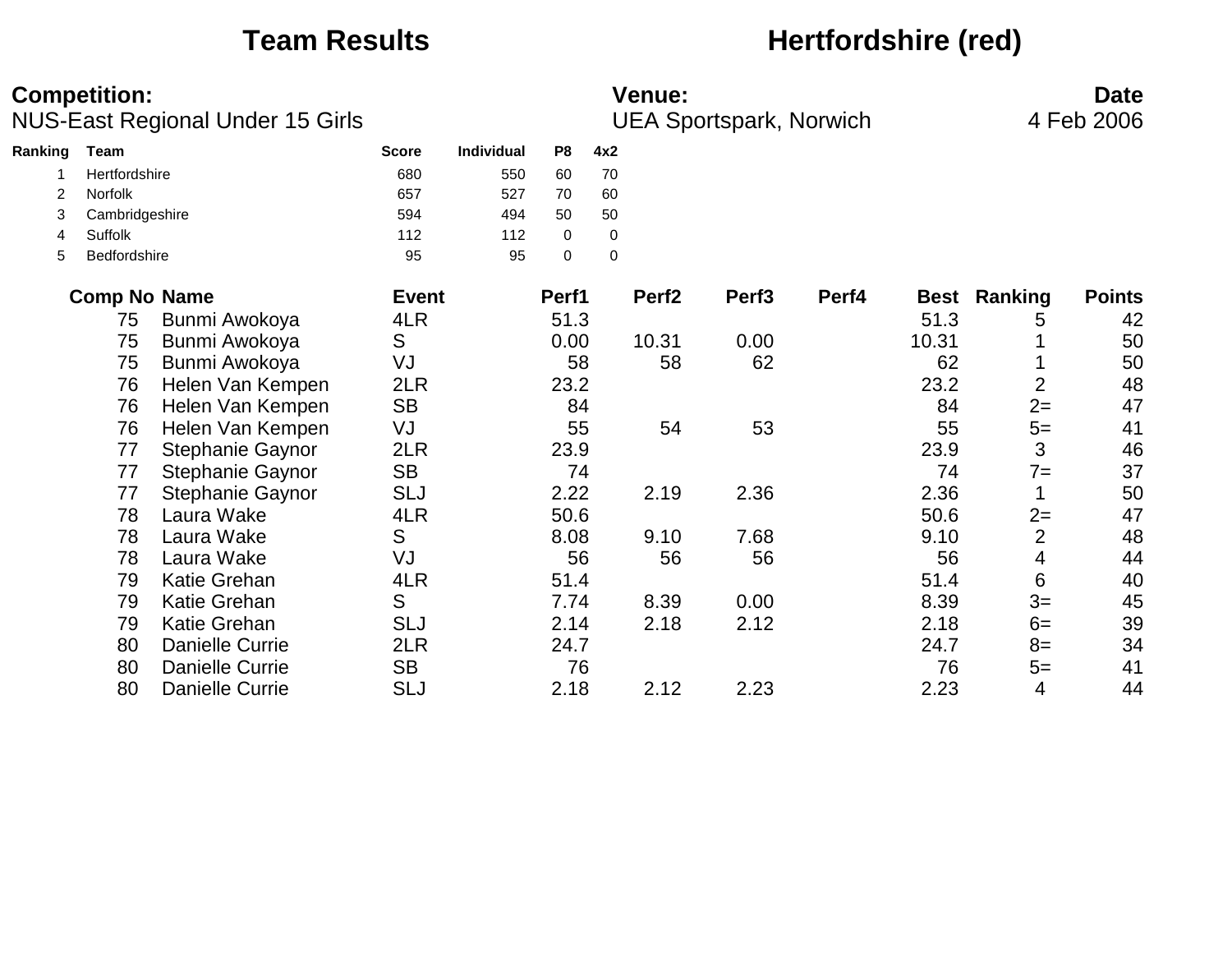# Team Results — Hertfordshire (red)

**Competition:**
NUS-East Regional Under 15 Girls

**Venue:**
UEA Sportspark, Norwich

**Date**
4 Feb 2006

| Ranking | Team | Score | Individual | P8 | 4x2 |
|---|---|---|---|---|---|
| 1 | Hertfordshire | 680 | 550 | 60 | 70 |
| 2 | Norfolk | 657 | 527 | 70 | 60 |
| 3 | Cambridgeshire | 594 | 494 | 50 | 50 |
| 4 | Suffolk | 112 | 112 | 0 | 0 |
| 5 | Bedfordshire | 95 | 95 | 0 | 0 |

| Comp No | Name | Event | Perf1 | Perf2 | Perf3 | Perf4 | Best | Ranking | Points |
|---|---|---|---|---|---|---|---|---|---|
| 75 | Bunmi Awokoya | 4LR | 51.3 | | | | 51.3 | 5 | 42 |
| 75 | Bunmi Awokoya | S | 0.00 | 10.31 | 0.00 | | 10.31 | 1 | 50 |
| 75 | Bunmi Awokoya | VJ | 58 | 58 | 62 | | 62 | 1 | 50 |
| 76 | Helen Van Kempen | 2LR | 23.2 | | | | 23.2 | 2 | 48 |
| 76 | Helen Van Kempen | SB | 84 | | | | 84 | 2= | 47 |
| 76 | Helen Van Kempen | VJ | 55 | 54 | 53 | | 55 | 5= | 41 |
| 77 | Stephanie Gaynor | 2LR | 23.9 | | | | 23.9 | 3 | 46 |
| 77 | Stephanie Gaynor | SB | 74 | | | | 74 | 7= | 37 |
| 77 | Stephanie Gaynor | SLJ | 2.22 | 2.19 | 2.36 | | 2.36 | 1 | 50 |
| 78 | Laura Wake | 4LR | 50.6 | | | | 50.6 | 2= | 47 |
| 78 | Laura Wake | S | 8.08 | 9.10 | 7.68 | | 9.10 | 2 | 48 |
| 78 | Laura Wake | VJ | 56 | 56 | 56 | | 56 | 4 | 44 |
| 79 | Katie Grehan | 4LR | 51.4 | | | | 51.4 | 6 | 40 |
| 79 | Katie Grehan | S | 7.74 | 8.39 | 0.00 | | 8.39 | 3= | 45 |
| 79 | Katie Grehan | SLJ | 2.14 | 2.18 | 2.12 | | 2.18 | 6= | 39 |
| 80 | Danielle Currie | 2LR | 24.7 | | | | 24.7 | 8= | 34 |
| 80 | Danielle Currie | SB | 76 | | | | 76 | 5= | 41 |
| 80 | Danielle Currie | SLJ | 2.18 | 2.12 | 2.23 | | 2.23 | 4 | 44 |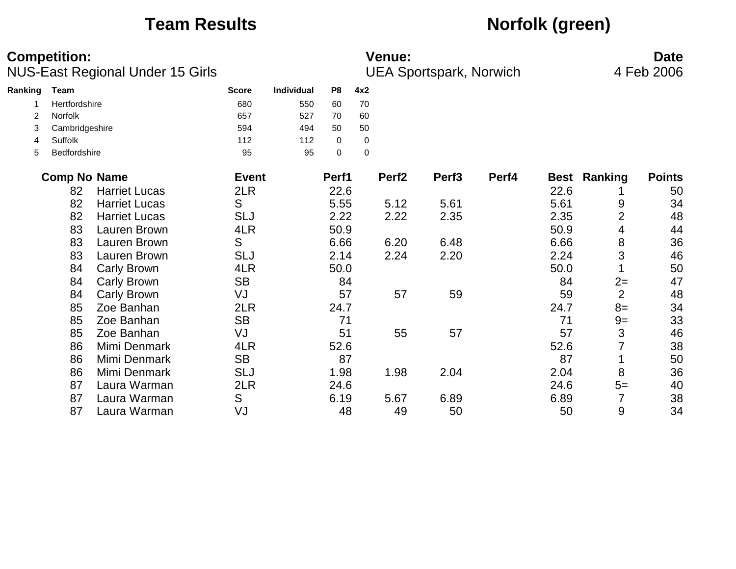# Team Results

## Norfolk (green)

**Competition:**
NUS-East Regional Under 15 Girls

**Venue:**
UEA Sportspark, Norwich

**Date**
4 Feb 2006

| Ranking | Team | Score | Individual | P8 | 4x2 |
|---|---|---|---|---|---|
| 1 | Hertfordshire | 680 | 550 | 60 | 70 |
| 2 | Norfolk | 657 | 527 | 70 | 60 |
| 3 | Cambridgeshire | 594 | 494 | 50 | 50 |
| 4 | Suffolk | 112 | 112 | 0 | 0 |
| 5 | Bedfordshire | 95 | 95 | 0 | 0 |

| Comp No | Name | Event | Perf1 | Perf2 | Perf3 | Perf4 | Best | Ranking | Points |
|---|---|---|---|---|---|---|---|---|---|
| 82 | Harriet Lucas | 2LR | 22.6 | | | | 22.6 | 1 | 50 |
| 82 | Harriet Lucas | S | 5.55 | 5.12 | 5.61 | | 5.61 | 9 | 34 |
| 82 | Harriet Lucas | SLJ | 2.22 | 2.22 | 2.35 | | 2.35 | 2 | 48 |
| 83 | Lauren Brown | 4LR | 50.9 | | | | 50.9 | 4 | 44 |
| 83 | Lauren Brown | S | 6.66 | 6.20 | 6.48 | | 6.66 | 8 | 36 |
| 83 | Lauren Brown | SLJ | 2.14 | 2.24 | 2.20 | | 2.24 | 3 | 46 |
| 84 | Carly Brown | 4LR | 50.0 | | | | 50.0 | 1 | 50 |
| 84 | Carly Brown | SB | 84 | | | | 84 | 2= | 47 |
| 84 | Carly Brown | VJ | 57 | 57 | 59 | | 59 | 2 | 48 |
| 85 | Zoe Banhan | 2LR | 24.7 | | | | 24.7 | 8= | 34 |
| 85 | Zoe Banhan | SB | 71 | | | | 71 | 9= | 33 |
| 85 | Zoe Banhan | VJ | 51 | 55 | 57 | | 57 | 3 | 46 |
| 86 | Mimi Denmark | 4LR | 52.6 | | | | 52.6 | 7 | 38 |
| 86 | Mimi Denmark | SB | 87 | | | | 87 | 1 | 50 |
| 86 | Mimi Denmark | SLJ | 1.98 | 1.98 | 2.04 | | 2.04 | 8 | 36 |
| 87 | Laura Warman | 2LR | 24.6 | | | | 24.6 | 5= | 40 |
| 87 | Laura Warman | S | 6.19 | 5.67 | 6.89 | | 6.89 | 7 | 38 |
| 87 | Laura Warman | VJ | 48 | 49 | 50 | | 50 | 9 | 34 |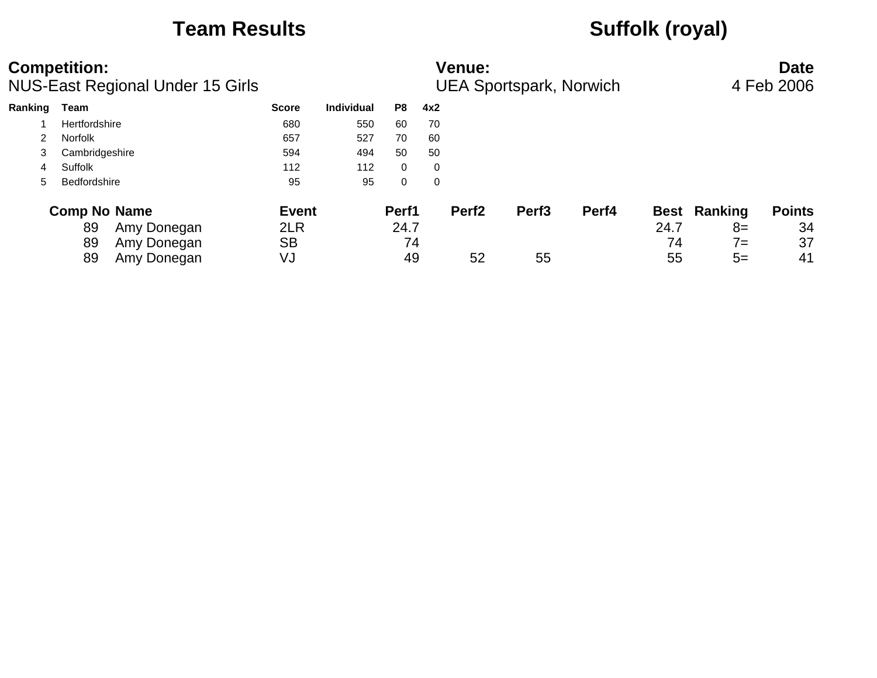# Team Results

## Suffolk (royal)

**Competition:** NUS-East Regional Under 15 Girls

**Venue:** UEA Sportspark, Norwich

**Date:** 4 Feb 2006

| Ranking | Team | Score | Individual | P8 | 4x2 |
|---|---|---|---|---|---|
| 1 | Hertfordshire | 680 | 550 | 60 | 70 |
| 2 | Norfolk | 657 | 527 | 70 | 60 |
| 3 | Cambridgeshire | 594 | 494 | 50 | 50 |
| 4 | Suffolk | 112 | 112 | 0 | 0 |
| 5 | Bedfordshire | 95 | 95 | 0 | 0 |

| Comp No | Name | Event | Perf1 | Perf2 | Perf3 | Perf4 | Best | Ranking | Points |
|---|---|---|---|---|---|---|---|---|---|
| 89 | Amy Donegan | 2LR | 24.7 | | | | 24.7 | 8= | 34 |
| 89 | Amy Donegan | SB | 74 | | | | 74 | 7= | 37 |
| 89 | Amy Donegan | VJ | 49 | 52 | 55 | | 55 | 5= | 41 |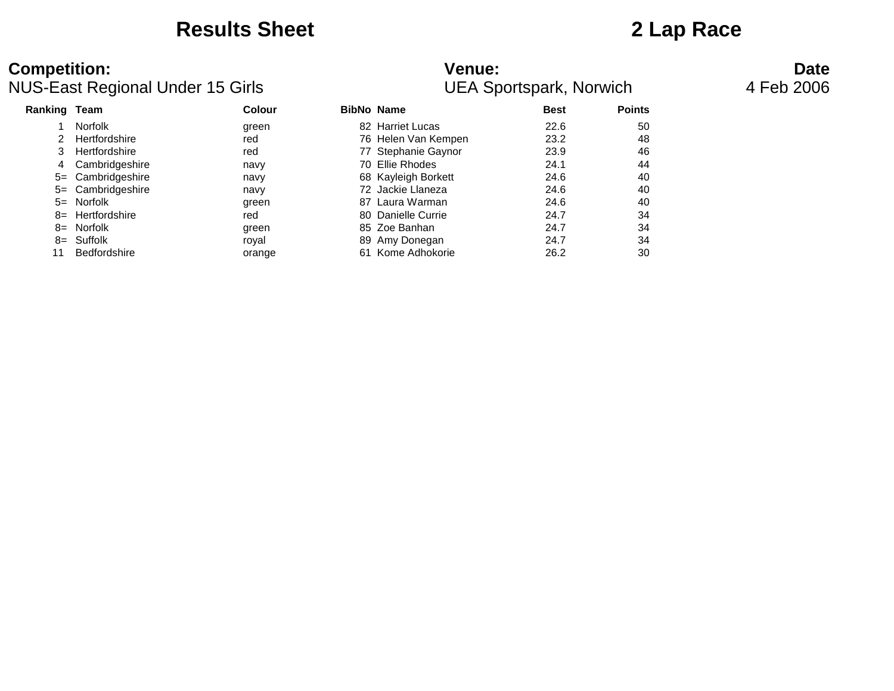# Results Sheet

# 2 Lap Race

**Competition:**
NUS-East Regional Under 15 Girls

**Venue:**
UEA Sportspark, Norwich

**Date**
4 Feb 2006

| Ranking | Team | Colour | BibNo | Name | Best | Points |
|---|---|---|---|---|---|---|
| 1 | Norfolk | green | 82 | Harriet Lucas | 22.6 | 50 |
| 2 | Hertfordshire | red | 76 | Helen Van Kempen | 23.2 | 48 |
| 3 | Hertfordshire | red | 77 | Stephanie Gaynor | 23.9 | 46 |
| 4 | Cambridgeshire | navy | 70 | Ellie Rhodes | 24.1 | 44 |
| 5= | Cambridgeshire | navy | 68 | Kayleigh Borkett | 24.6 | 40 |
| 5= | Cambridgeshire | navy | 72 | Jackie Llaneza | 24.6 | 40 |
| 5= | Norfolk | green | 87 | Laura Warman | 24.6 | 40 |
| 8= | Hertfordshire | red | 80 | Danielle Currie | 24.7 | 34 |
| 8= | Norfolk | green | 85 | Zoe Banhan | 24.7 | 34 |
| 8= | Suffolk | royal | 89 | Amy Donegan | 24.7 | 34 |
| 11 | Bedfordshire | orange | 61 | Kome Adhokorie | 26.2 | 30 |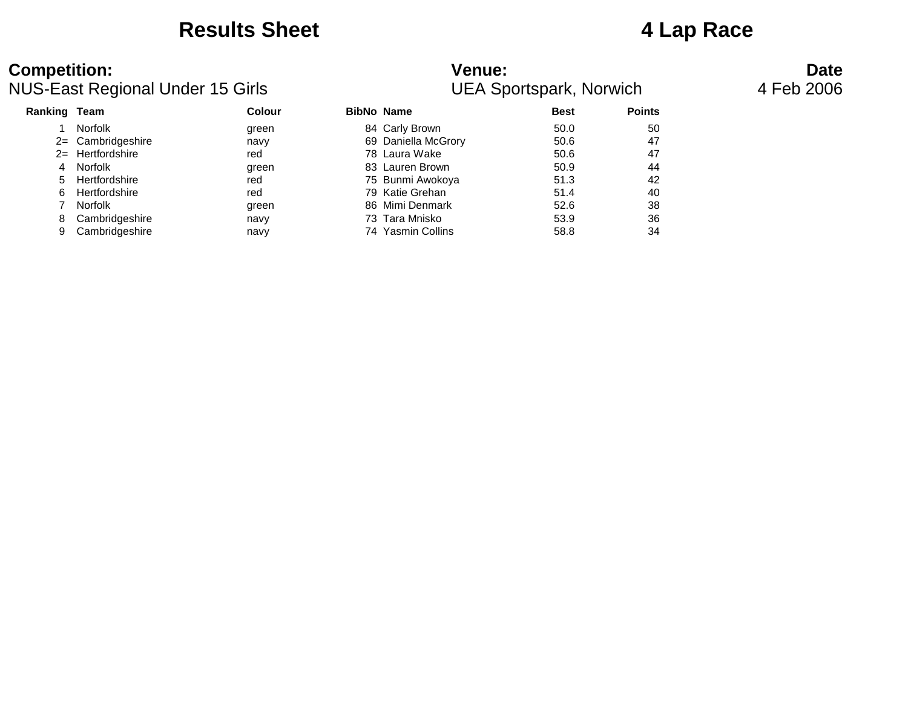# Results Sheet

# 4 Lap Race

**Competition:**
NUS-East Regional Under 15 Girls

**Venue:**
UEA Sportspark, Norwich

**Date**
4 Feb 2006

| Ranking | Team | Colour | BibNo | Name | Best | Points |
|---|---|---|---|---|---|---|
| 1 | Norfolk | green | 84 | Carly Brown | 50.0 | 50 |
| 2= | Cambridgeshire | navy | 69 | Daniella McGrory | 50.6 | 47 |
| 2= | Hertfordshire | red | 78 | Laura Wake | 50.6 | 47 |
| 4 | Norfolk | green | 83 | Lauren Brown | 50.9 | 44 |
| 5 | Hertfordshire | red | 75 | Bunmi Awokoya | 51.3 | 42 |
| 6 | Hertfordshire | red | 79 | Katie Grehan | 51.4 | 40 |
| 7 | Norfolk | green | 86 | Mimi Denmark | 52.6 | 38 |
| 8 | Cambridgeshire | navy | 73 | Tara Mnisko | 53.9 | 36 |
| 9 | Cambridgeshire | navy | 74 | Yasmin Collins | 58.8 | 34 |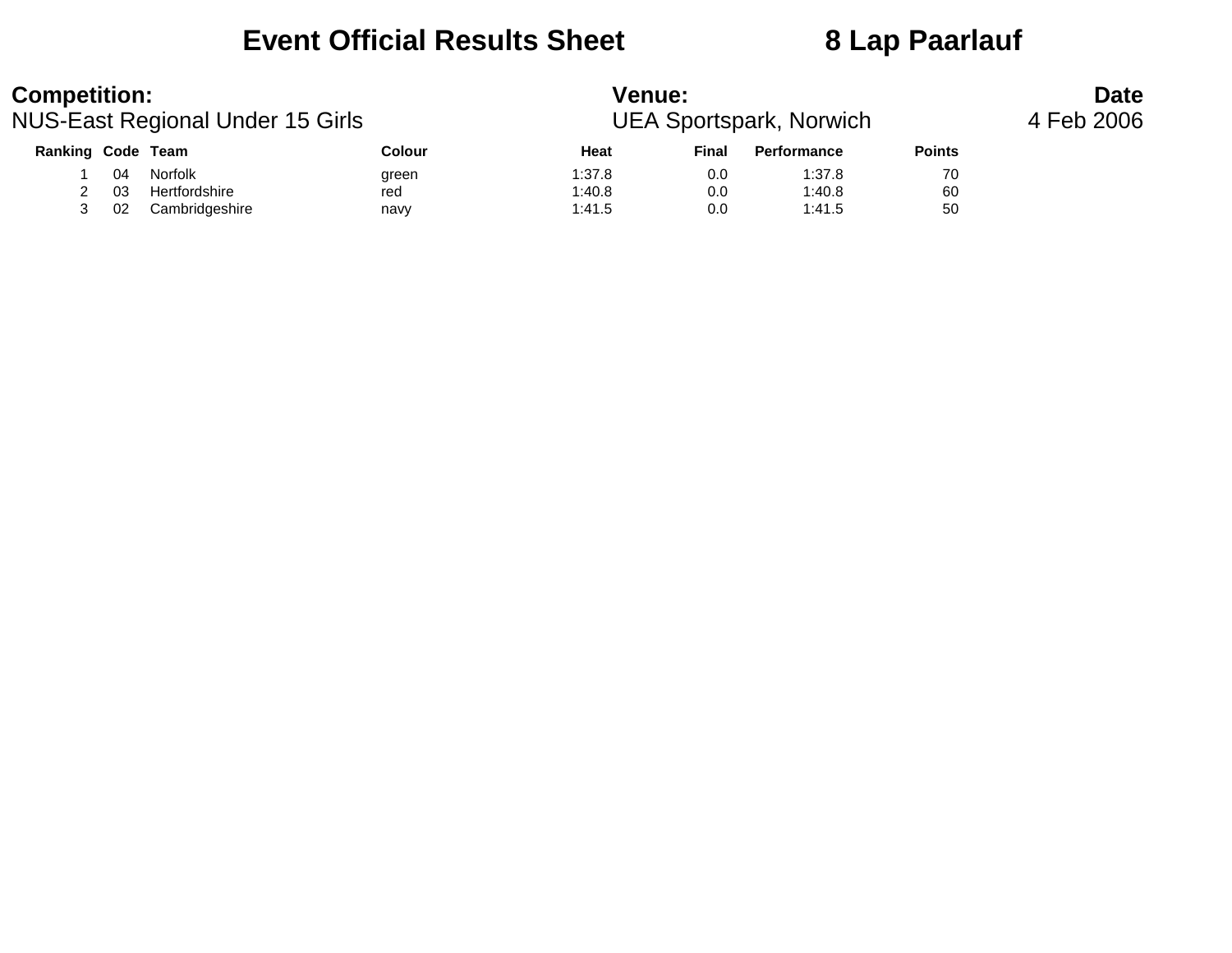# Event Official Results Sheet 8 Lap Paarlauf

**Competition:**
NUS-East Regional Under 15 Girls

**Venue:**
UEA Sportspark, Norwich

**Date**
4 Feb 2006

| Ranking | Code | Team | Colour | Heat | Final | Performance | Points |
|---|---|---|---|---|---|---|---|
| 1 | 04 | Norfolk | green | 1:37.8 | 0.0 | 1:37.8 | 70 |
| 2 | 03 | Hertfordshire | red | 1:40.8 | 0.0 | 1:40.8 | 60 |
| 3 | 02 | Cambridgeshire | navy | 1:41.5 | 0.0 | 1:41.5 | 50 |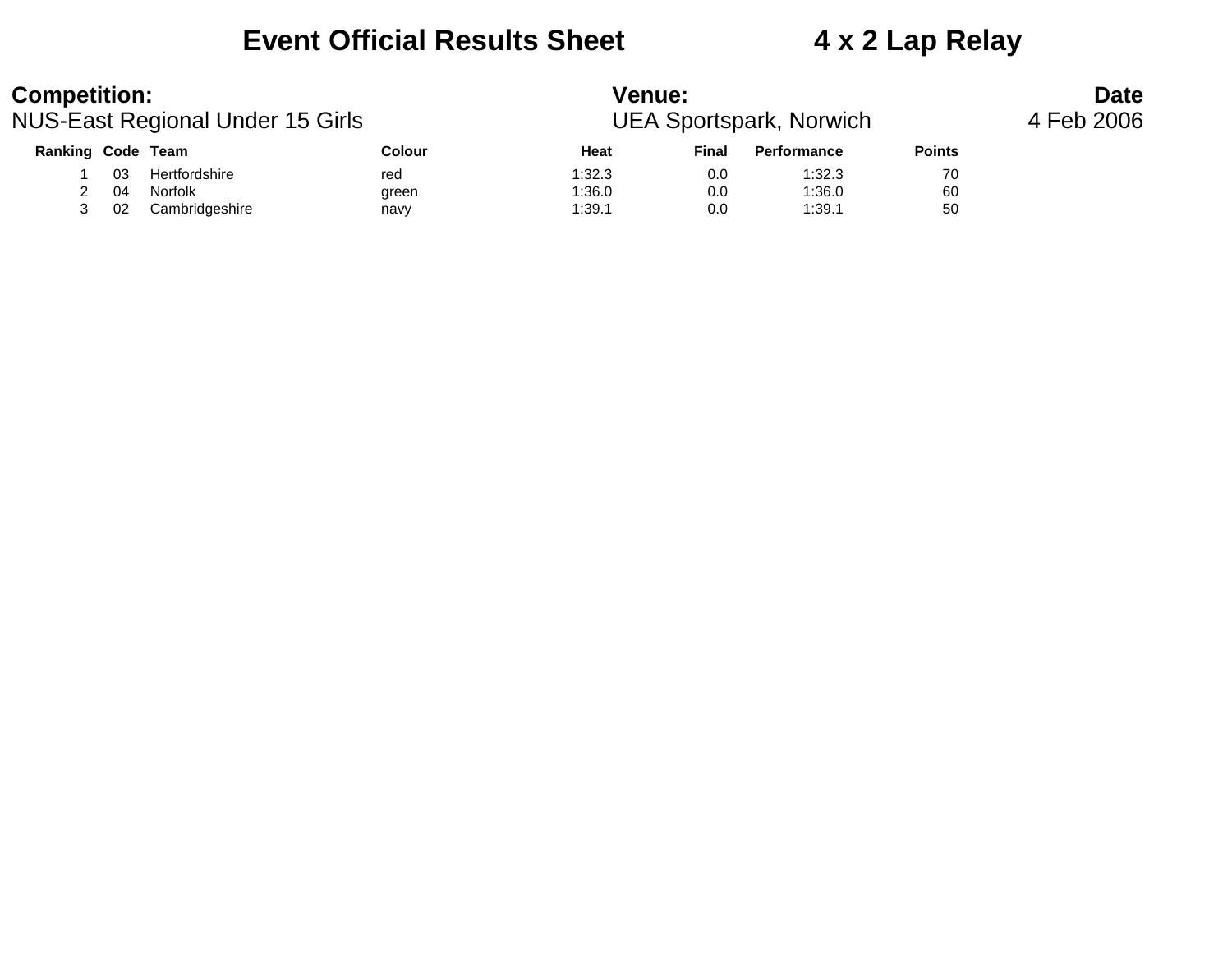# Event Official Results Sheet 4 x 2 Lap Relay

**Competition:**
NUS-East Regional Under 15 Girls

**Venue:**
UEA Sportspark, Norwich

**Date**
4 Feb 2006

| Ranking | Code | Team | Colour | Heat | Final | Performance | Points |
|---|---|---|---|---|---|---|---|
| 1 | 03 | Hertfordshire | red | 1:32.3 | 0.0 | 1:32.3 | 70 |
| 2 | 04 | Norfolk | green | 1:36.0 | 0.0 | 1:36.0 | 60 |
| 3 | 02 | Cambridgeshire | navy | 1:39.1 | 0.0 | 1:39.1 | 50 |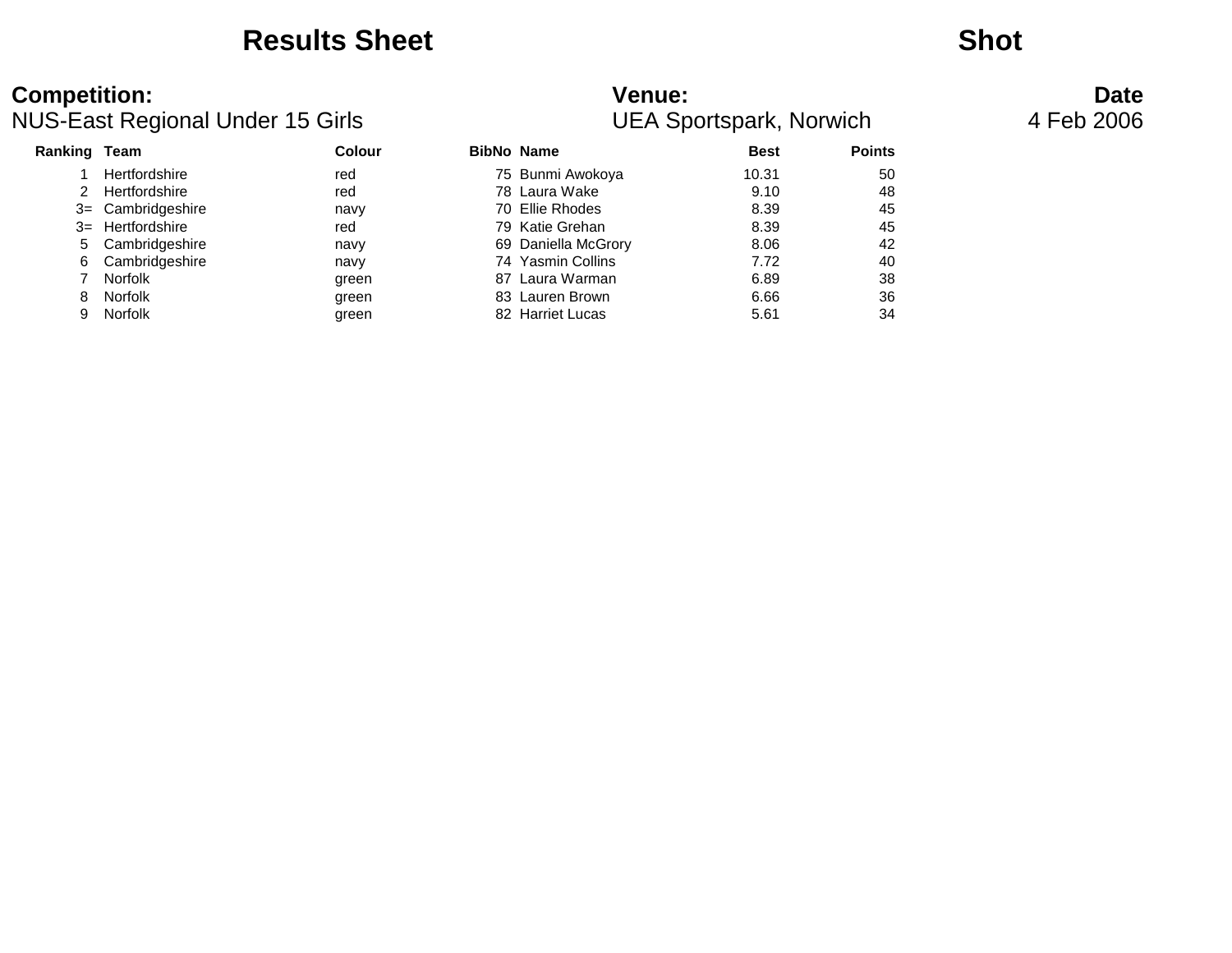# Results Sheet

## Shot

**Competition:**
NUS-East Regional Under 15 Girls

**Venue:**
UEA Sportspark, Norwich

**Date**
4 Feb 2006

| Ranking | Team | Colour | BibNo | Name | Best | Points |
|---|---|---|---|---|---|---|
| 1 | Hertfordshire | red | 75 | Bunmi Awokoya | 10.31 | 50 |
| 2 | Hertfordshire | red | 78 | Laura Wake | 9.10 | 48 |
| 3= | Cambridgeshire | navy | 70 | Ellie Rhodes | 8.39 | 45 |
| 3= | Hertfordshire | red | 79 | Katie Grehan | 8.39 | 45 |
| 5 | Cambridgeshire | navy | 69 | Daniella McGrory | 8.06 | 42 |
| 6 | Cambridgeshire | navy | 74 | Yasmin Collins | 7.72 | 40 |
| 7 | Norfolk | green | 87 | Laura Warman | 6.89 | 38 |
| 8 | Norfolk | green | 83 | Lauren Brown | 6.66 | 36 |
| 9 | Norfolk | green | 82 | Harriet Lucas | 5.61 | 34 |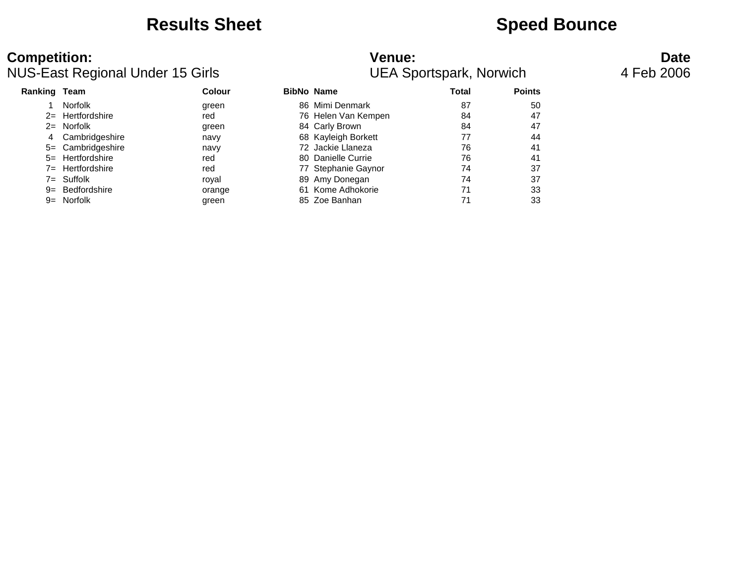# Results Sheet

# Speed Bounce

**Competition:**
NUS-East Regional Under 15 Girls

**Venue:**
UEA Sportspark, Norwich

**Date**
4 Feb 2006

| Ranking | Team | Colour | BibNo | Name | Total | Points |
|---|---|---|---|---|---|---|
| 1 | Norfolk | green | 86 | Mimi Denmark | 87 | 50 |
| 2= | Hertfordshire | red | 76 | Helen Van Kempen | 84 | 47 |
| 2= | Norfolk | green | 84 | Carly Brown | 84 | 47 |
| 4 | Cambridgeshire | navy | 68 | Kayleigh Borkett | 77 | 44 |
| 5= | Cambridgeshire | navy | 72 | Jackie Llaneza | 76 | 41 |
| 5= | Hertfordshire | red | 80 | Danielle Currie | 76 | 41 |
| 7= | Hertfordshire | red | 77 | Stephanie Gaynor | 74 | 37 |
| 7= | Suffolk | royal | 89 | Amy Donegan | 74 | 37 |
| 9= | Bedfordshire | orange | 61 | Kome Adhokorie | 71 | 33 |
| 9= | Norfolk | green | 85 | Zoe Banhan | 71 | 33 |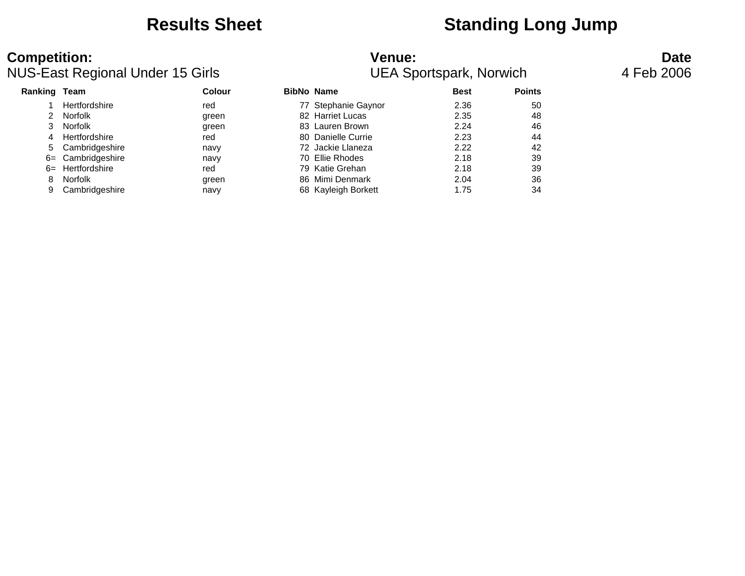# Results Sheet — Standing Long Jump

**Competition:**
NUS-East Regional Under 15 Girls

**Venue:**
UEA Sportspark, Norwich

**Date**
4 Feb 2006

| Ranking | Team | Colour | BibNo | Name | Best | Points |
|---|---|---|---|---|---|---|
| 1 | Hertfordshire | red | 77 | Stephanie Gaynor | 2.36 | 50 |
| 2 | Norfolk | green | 82 | Harriet Lucas | 2.35 | 48 |
| 3 | Norfolk | green | 83 | Lauren Brown | 2.24 | 46 |
| 4 | Hertfordshire | red | 80 | Danielle Currie | 2.23 | 44 |
| 5 | Cambridgeshire | navy | 72 | Jackie Llaneza | 2.22 | 42 |
| 6= | Cambridgeshire | navy | 70 | Ellie Rhodes | 2.18 | 39 |
| 6= | Hertfordshire | red | 79 | Katie Grehan | 2.18 | 39 |
| 8 | Norfolk | green | 86 | Mimi Denmark | 2.04 | 36 |
| 9 | Cambridgeshire | navy | 68 | Kayleigh Borkett | 1.75 | 34 |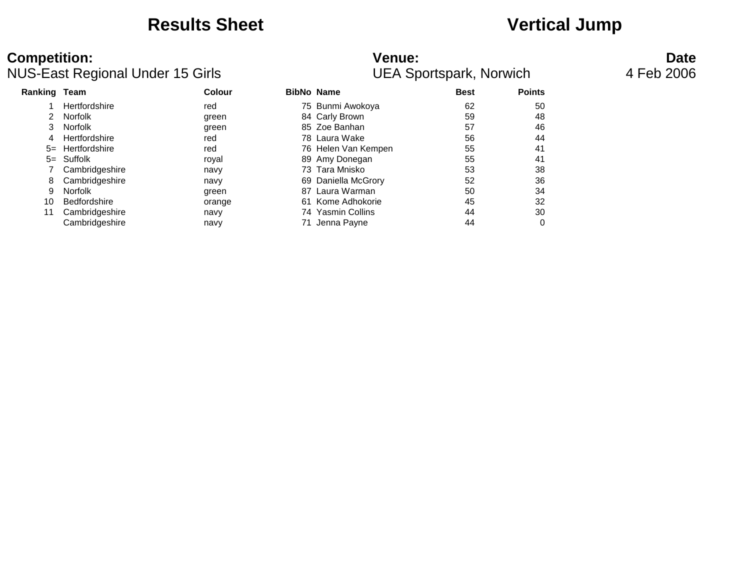# Results Sheet

# Vertical Jump

**Competition:**
NUS-East Regional Under 15 Girls

**Venue:**
UEA Sportspark, Norwich

**Date**
4 Feb 2006

| Ranking | Team | Colour | BibNo | Name | Best | Points |
|---|---|---|---|---|---|---|
| 1 | Hertfordshire | red | 75 | Bunmi Awokoya | 62 | 50 |
| 2 | Norfolk | green | 84 | Carly Brown | 59 | 48 |
| 3 | Norfolk | green | 85 | Zoe Banhan | 57 | 46 |
| 4 | Hertfordshire | red | 78 | Laura Wake | 56 | 44 |
| 5= | Hertfordshire | red | 76 | Helen Van Kempen | 55 | 41 |
| 5= | Suffolk | royal | 89 | Amy Donegan | 55 | 41 |
| 7 | Cambridgeshire | navy | 73 | Tara Mnisko | 53 | 38 |
| 8 | Cambridgeshire | navy | 69 | Daniella McGrory | 52 | 36 |
| 9 | Norfolk | green | 87 | Laura Warman | 50 | 34 |
| 10 | Bedfordshire | orange | 61 | Kome Adhokorie | 45 | 32 |
| 11 | Cambridgeshire | navy | 74 | Yasmin Collins | 44 | 30 |
| | Cambridgeshire | navy | 71 | Jenna Payne | 44 | 0 |